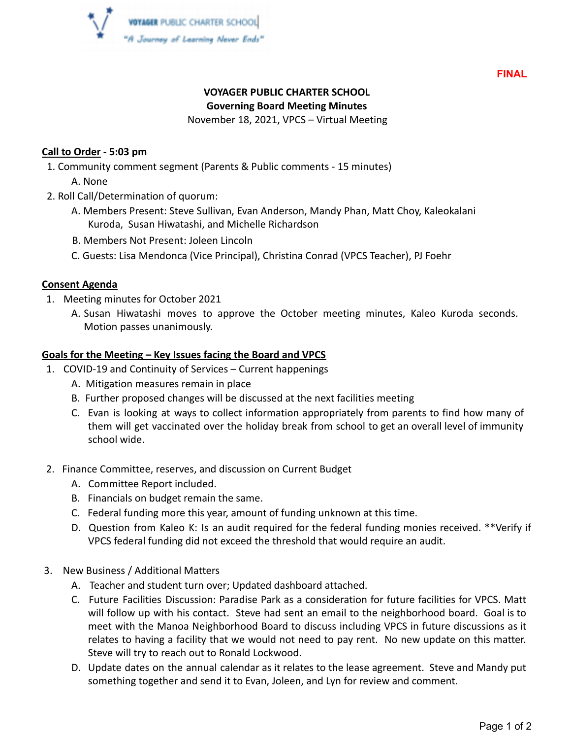VOYAGER PUBLIC CHARTER SCHOOL
"A Journey of Learning Never Ends"

**FINAL**

# VOYAGER PUBLIC CHARTER SCHOOL
## Governing Board Meeting Minutes
November 18, 2021, VPCS – Virtual Meeting

**Call to Order - 5:03 pm**

1. Community comment segment (Parents & Public comments - 15 minutes)
   A. None
2. Roll Call/Determination of quorum:
   A. Members Present: Steve Sullivan, Evan Anderson, Mandy Phan, Matt Choy, Kaleokalani Kuroda, Susan Hiwatashi, and Michelle Richardson
   B. Members Not Present: Joleen Lincoln
   C. Guests: Lisa Mendonca (Vice Principal), Christina Conrad (VPCS Teacher), PJ Foehr

**Consent Agenda**

1. Meeting minutes for October 2021
   A. Susan Hiwatashi moves to approve the October meeting minutes, Kaleo Kuroda seconds. Motion passes unanimously.

**Goals for the Meeting – Key Issues facing the Board and VPCS**

1. COVID-19 and Continuity of Services – Current happenings
   A. Mitigation measures remain in place
   B. Further proposed changes will be discussed at the next facilities meeting
   C. Evan is looking at ways to collect information appropriately from parents to find how many of them will get vaccinated over the holiday break from school to get an overall level of immunity school wide.

2. Finance Committee, reserves, and discussion on Current Budget
   A. Committee Report included.
   B. Financials on budget remain the same.
   C. Federal funding more this year, amount of funding unknown at this time.
   D. Question from Kaleo K: Is an audit required for the federal funding monies received. **Verify if VPCS federal funding did not exceed the threshold that would require an audit.

3. New Business / Additional Matters
   A. Teacher and student turn over; Updated dashboard attached.
   C. Future Facilities Discussion: Paradise Park as a consideration for future facilities for VPCS. Matt will follow up with his contact. Steve had sent an email to the neighborhood board. Goal is to meet with the Manoa Neighborhood Board to discuss including VPCS in future discussions as it relates to having a facility that we would not need to pay rent. No new update on this matter. Steve will try to reach out to Ronald Lockwood.
   D. Update dates on the annual calendar as it relates to the lease agreement. Steve and Mandy put something together and send it to Evan, Joleen, and Lyn for review and comment.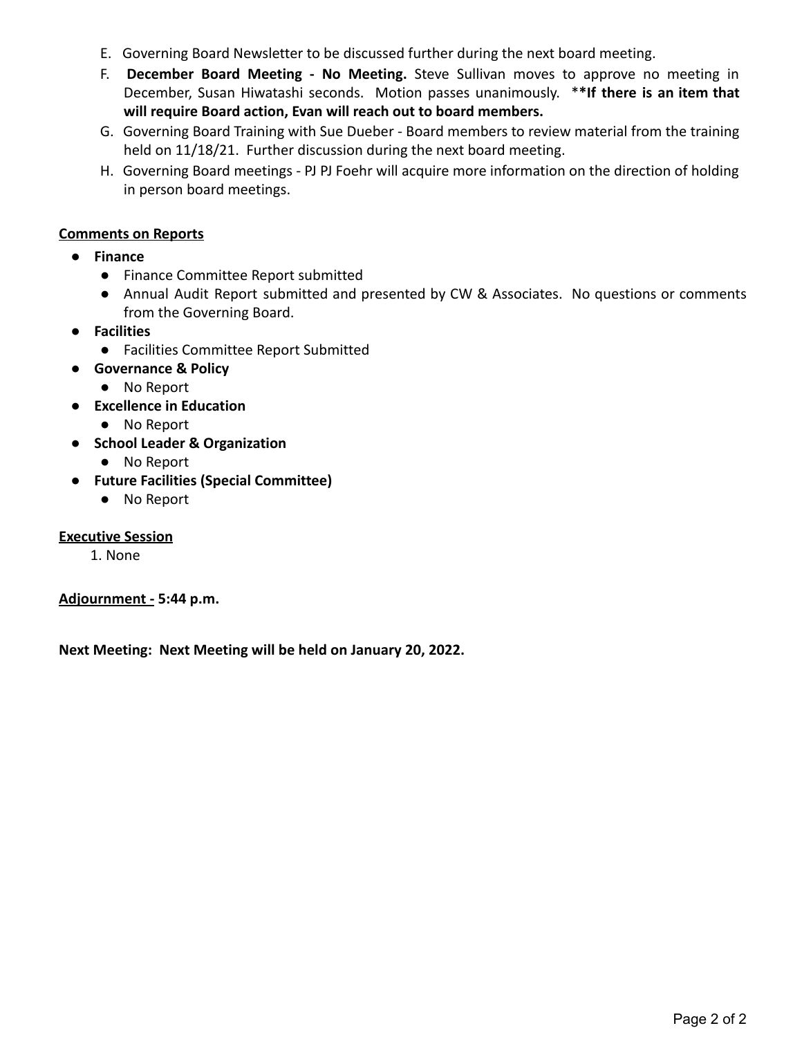E. Governing Board Newsletter to be discussed further during the next board meeting.

F. **December Board Meeting - No Meeting.** Steve Sullivan moves to approve no meeting in December, Susan Hiwatashi seconds. Motion passes unanimously. ***If there is an item that will require Board action, Evan will reach out to board members.**

G. Governing Board Training with Sue Dueber - Board members to review material from the training held on 11/18/21. Further discussion during the next board meeting.

H. Governing Board meetings - PJ PJ Foehr will acquire more information on the direction of holding in person board meetings.

**Comments on Reports**

- **Finance**
  - Finance Committee Report submitted
  - Annual Audit Report submitted and presented by CW & Associates. No questions or comments from the Governing Board.
- **Facilities**
  - Facilities Committee Report Submitted
- **Governance & Policy**
  - No Report
- **Excellence in Education**
  - No Report
- **School Leader & Organization**
  - No Report
- **Future Facilities (Special Committee)**
  - No Report

**Executive Session**

1. None

**Adjournment - 5:44 p.m.**

**Next Meeting: Next Meeting will be held on January 20, 2022.**